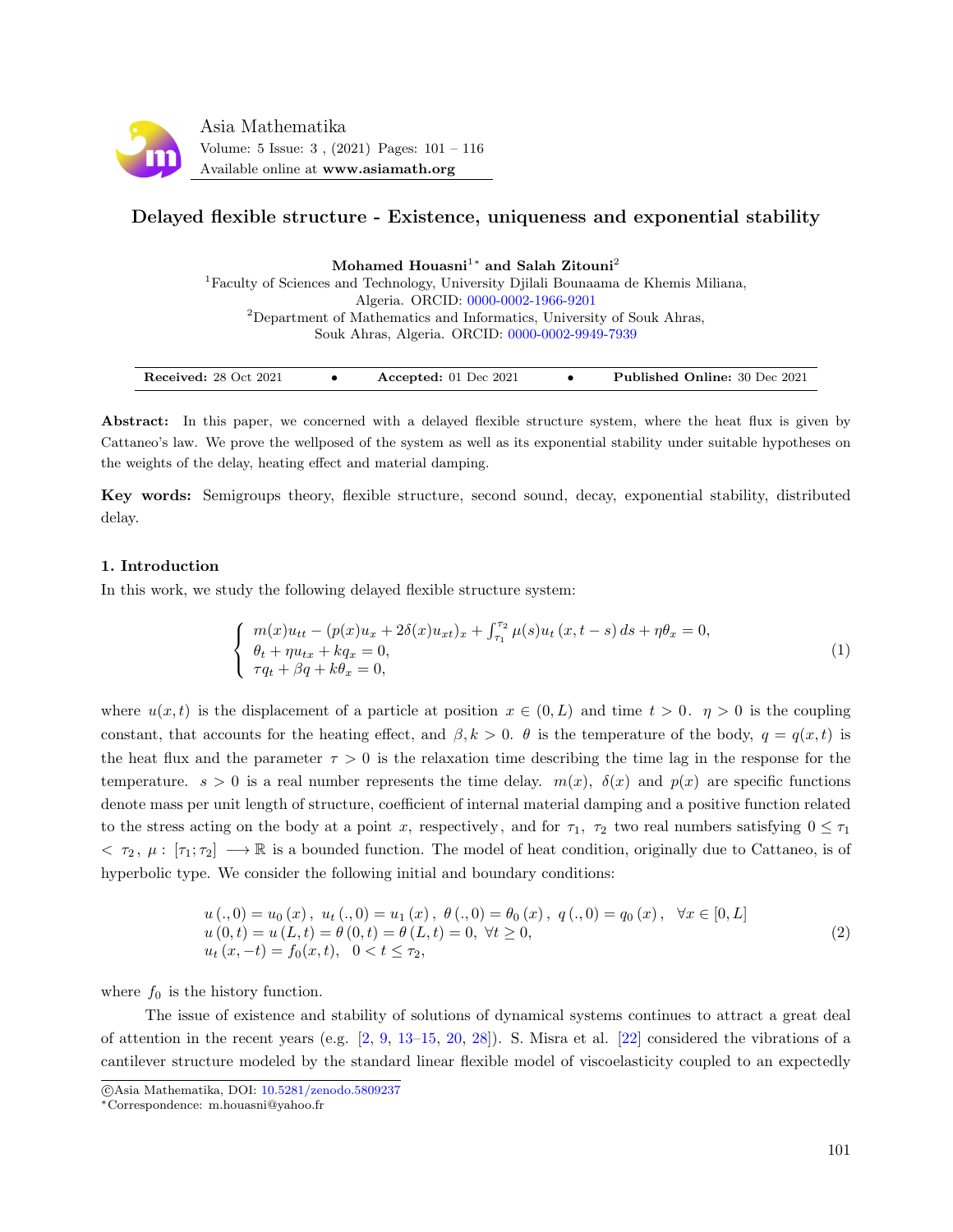# Delayed flexible structure - Existence, uniqueness and exponential stability

**Mohamed Houasni**[1*] **and Salah Zitouni**[2]

[1]Faculty of Sciences and Technology, University Djilali Bounaama de Khemis Miliana, Algeria. ORCID: 0000-0002-1966-9201

[2]Department of Mathematics and Informatics, University of Souk Ahras, Souk Ahras, Algeria. ORCID: 0000-0002-9949-7939

| **Received:** 28 Oct 2021 | • | **Accepted:** 01 Dec 2021 | • | **Published Online:** 30 Dec 2021 |
|---|---|---|---|---|

**Abstract:** In this paper, we concerned with a delayed flexible structure system, where the heat flux is given by Cattaneo's law. We prove the wellposed of the system as well as its exponential stability under suitable hypotheses on the weights of the delay, heating effect and material damping.

**Key words:** Semigroups theory, flexible structure, second sound, decay, exponential stability, distributed delay.

## 1. Introduction

In this work, we study the following delayed flexible structure system:

$$\begin{cases} m(x)u_{tt} - (p(x)u_x + 2\delta(x)u_{xt})_x + \int_{\tau_1}^{\tau_2} \mu(s)u_t\,(x, t-s)\,ds + \eta\theta_x = 0, \\ \theta_t + \eta u_{tx} + kq_x = 0, \\ \tau q_t + \beta q + k\theta_x = 0, \end{cases} \tag{1}$$

where $u(x,t)$ is the displacement of a particle at position $x \in (0,L)$ and time $t > 0$. $\eta > 0$ is the coupling constant, that accounts for the heating effect, and $\beta, k > 0$. $\theta$ is the temperature of the body, $q = q(x,t)$ is the heat flux and the parameter $\tau > 0$ is the relaxation time describing the time lag in the response for the temperature. $s > 0$ is a real number represents the time delay. $m(x)$, $\delta(x)$ and $p(x)$ are specific functions denote mass per unit length of structure, coefficient of internal material damping and a positive function related to the stress acting on the body at a point $x$, respectively, and for $\tau_1$, $\tau_2$ two real numbers satisfying $0 \leq \tau_1 < \tau_2$, $\mu : [\tau_1; \tau_2] \longrightarrow \mathbb{R}$ is a bounded function. The model of heat condition, originally due to Cattaneo, is of hyperbolic type. We consider the following initial and boundary conditions:

$$\begin{array}{l} u\,(.,0) = u_0\,(x)\,,\ u_t\,(.,0) = u_1\,(x)\,,\ \theta\,(.,0) = \theta_0\,(x)\,,\ q\,(.,0) = q_0\,(x)\,, \quad \forall x \in [0,L] \\ u\,(0,t) = u\,(L,t) = \theta\,(0,t) = \theta\,(L,t) = 0,\ \forall t \geq 0, \\ u_t\,(x,-t) = f_0(x,t), \quad 0 < t \leq \tau_2, \end{array} \tag{2}$$

where $f_0$ is the history function.

The issue of existence and stability of solutions of dynamical systems continues to attract a great deal of attention in the recent years (e.g. [2, 9, 13–15, 20, 28]). S. Misra et al. [22] considered the vibrations of a cantilever structure modeled by the standard linear flexible model of viscoelasticity coupled to an expectedly

©Asia Mathematika, DOI: 10.5281/zenodo.5809237

*Correspondence: m.houasni@yahoo.fr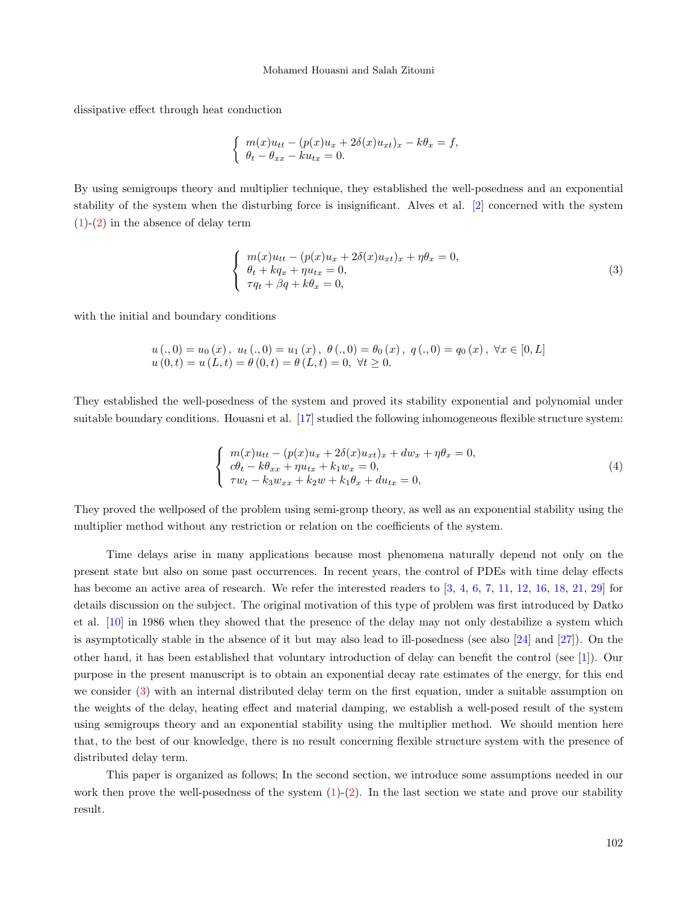dissipative effect through heat conduction

$$
\begin{cases} m(x)u_{tt} - (p(x)u_x + 2\delta(x)u_{xt})_x - k\theta_x = f, \\ \theta_t - \theta_{xx} - ku_{tx} = 0. \end{cases}
$$

By using semigroups theory and multiplier technique, they established the well-posedness and an exponential stability of the system when the disturbing force is insignificant. Alves et al. [2] concerned with the system (1)-(2) in the absence of delay term

$$
\begin{cases} m(x)u_{tt} - (p(x)u_x + 2\delta(x)u_{xt})_x + \eta\theta_x = 0, \\ \theta_t + kq_x + \eta u_{tx} = 0, \\ \tau q_t + \beta q + k\theta_x = 0, \end{cases} \tag{3}
$$

with the initial and boundary conditions

$$
\begin{array}{l} u(.,0) = u_0(x), \; u_t(.,0) = u_1(x), \; \theta(.,0) = \theta_0(x), \; q(.,0) = q_0(x), \; \forall x \in [0, L] \\ u(0,t) = u(L,t) = \theta(0,t) = \theta(L,t) = 0, \; \forall t \geq 0. \end{array}
$$

They established the well-posedness of the system and proved its stability exponential and polynomial under suitable boundary conditions. Houasni et al. [17] studied the following inhomogeneous flexible structure system:

$$
\begin{cases} m(x)u_{tt} - (p(x)u_x + 2\delta(x)u_{xt})_x + dw_x + \eta\theta_x = 0, \\ c\theta_t - k\theta_{xx} + \eta u_{tx} + k_1 w_x = 0, \\ \tau w_t - k_3 w_{xx} + k_2 w + k_1\theta_x + du_{tx} = 0, \end{cases} \tag{4}
$$

They proved the wellposed of the problem using semi-group theory, as well as an exponential stability using the multiplier method without any restriction or relation on the coefficients of the system.

Time delays arise in many applications because most phenomena naturally depend not only on the present state but also on some past occurrences. In recent years, the control of PDEs with time delay effects has become an active area of research. We refer the interested readers to [3, 4, 6, 7, 11, 12, 16, 18, 21, 29] for details discussion on the subject. The original motivation of this type of problem was first introduced by Datko et al. [10] in 1986 when they showed that the presence of the delay may not only destabilize a system which is asymptotically stable in the absence of it but may also lead to ill-posedness (see also [24] and [27]). On the other hand, it has been established that voluntary introduction of delay can benefit the control (see [1]). Our purpose in the present manuscript is to obtain an exponential decay rate estimates of the energy, for this end we consider (3) with an internal distributed delay term on the first equation, under a suitable assumption on the weights of the delay, heating effect and material damping, we establish a well-posed result of the system using semigroups theory and an exponential stability using the multiplier method. We should mention here that, to the best of our knowledge, there is no result concerning flexible structure system with the presence of distributed delay term.

This paper is organized as follows; In the second section, we introduce some assumptions needed in our work then prove the well-posedness of the system (1)-(2). In the last section we state and prove our stability result.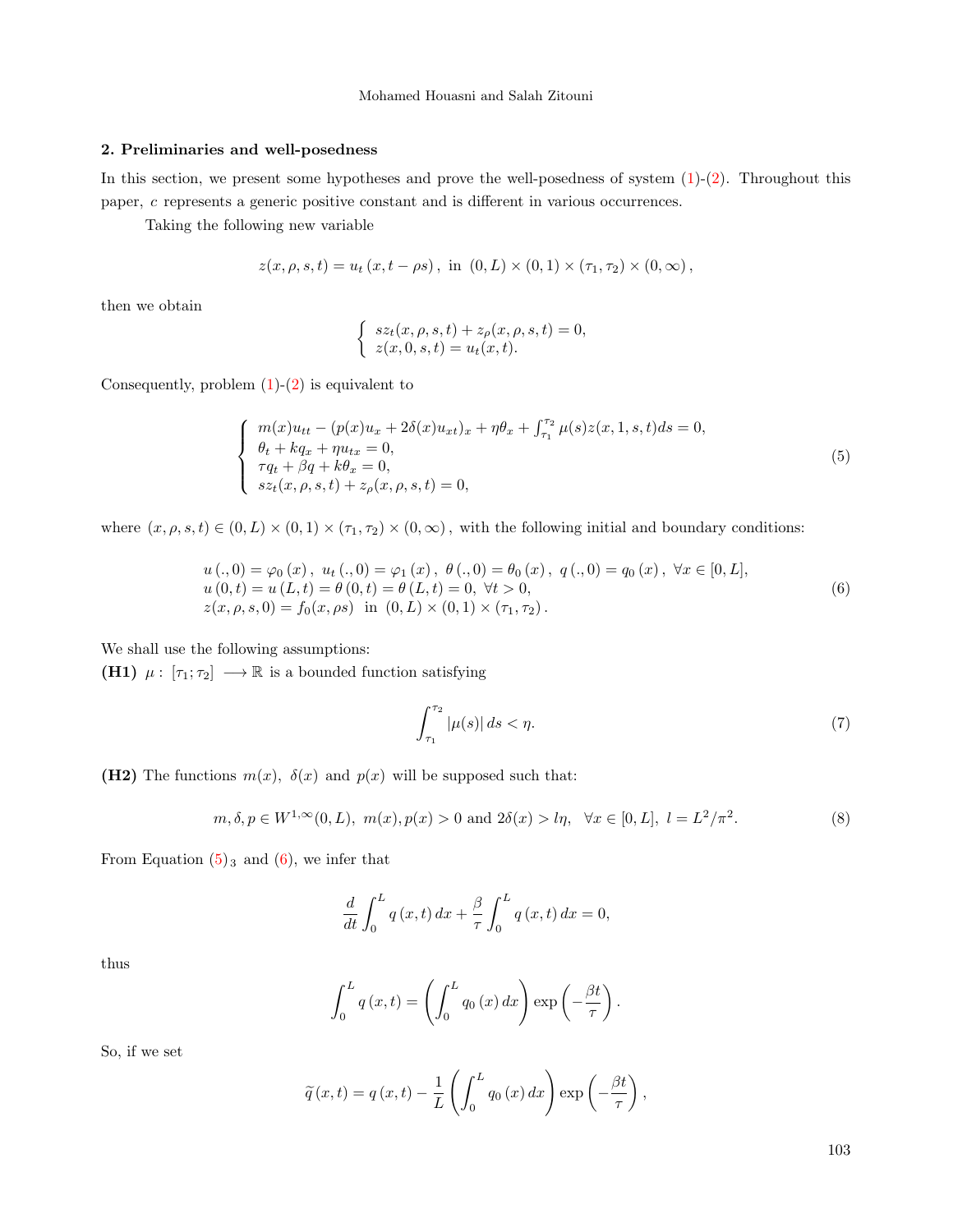### 2. Preliminaries and well-posedness

In this section, we present some hypotheses and prove the well-posedness of system (1)-(2). Throughout this paper, $c$ represents a generic positive constant and is different in various occurrences.

Taking the following new variable

$$z(x,\rho,s,t)=u_t\left(x,t-\rho s\right),\ \text{in}\ (0,L)\times(0,1)\times(\tau_1,\tau_2)\times(0,\infty),$$

then we obtain

$$\left\{\begin{array}{l} sz_t(x,\rho,s,t)+z_\rho(x,\rho,s,t)=0,\\ z(x,0,s,t)=u_t(x,t). \end{array}\right.$$

Consequently, problem (1)-(2) is equivalent to

$$\left\{\begin{array}{l} m(x)u_{tt}-(p(x)u_x+2\delta(x)u_{xt})_x+\eta\theta_x+\int_{\tau_1}^{\tau_2}\mu(s)z(x,1,s,t)ds=0,\\ \theta_t+kq_x+\eta u_{tx}=0,\\ \tau q_t+\beta q+k\theta_x=0,\\ sz_t(x,\rho,s,t)+z_\rho(x,\rho,s,t)=0, \end{array}\right. \tag{5}$$

where $(x,\rho,s,t)\in(0,L)\times(0,1)\times(\tau_1,\tau_2)\times(0,\infty)$, with the following initial and boundary conditions:

$$\begin{array}{l} u\left(.,0\right)=\varphi_0\left(x\right),\ u_t\left(.,0\right)=\varphi_1\left(x\right),\ \theta\left(.,0\right)=\theta_0\left(x\right),\ q\left(.,0\right)=q_0\left(x\right),\ \forall x\in[0,L],\\ u\left(0,t\right)=u\left(L,t\right)=\theta\left(0,t\right)=\theta\left(L,t\right)=0,\ \forall t>0,\\ z(x,\rho,s,0)=f_0(x,\rho s)\ \ \text{in}\ (0,L)\times(0,1)\times(\tau_1,\tau_2). \end{array} \tag{6}$$

We shall use the following assumptions:
**(H1)** $\mu:\ [\tau_1;\tau_2]\longrightarrow\mathbb{R}$ is a bounded function satisfying

$$\int_{\tau_1}^{\tau_2}|\mu(s)|\,ds<\eta. \tag{7}$$

**(H2)** The functions $m(x)$, $\delta(x)$ and $p(x)$ will be supposed such that:

$$m,\delta,p\in W^{1,\infty}(0,L),\ m(x),p(x)>0\ \text{and}\ 2\delta(x)>l\eta,\ \ \forall x\in[0,L],\ l=L^2/\pi^2. \tag{8}$$

From Equation $(5)_3$ and (6), we infer that

$$\frac{d}{dt}\int_0^L q\left(x,t\right)dx+\frac{\beta}{\tau}\int_0^L q\left(x,t\right)dx=0,$$

thus

$$\int_0^L q\left(x,t\right)=\left(\int_0^L q_0\left(x\right)dx\right)\exp\left(-\frac{\beta t}{\tau}\right).$$

So, if we set

$$\widetilde{q}\left(x,t\right)=q\left(x,t\right)-\frac{1}{L}\left(\int_0^L q_0\left(x\right)dx\right)\exp\left(-\frac{\beta t}{\tau}\right),$$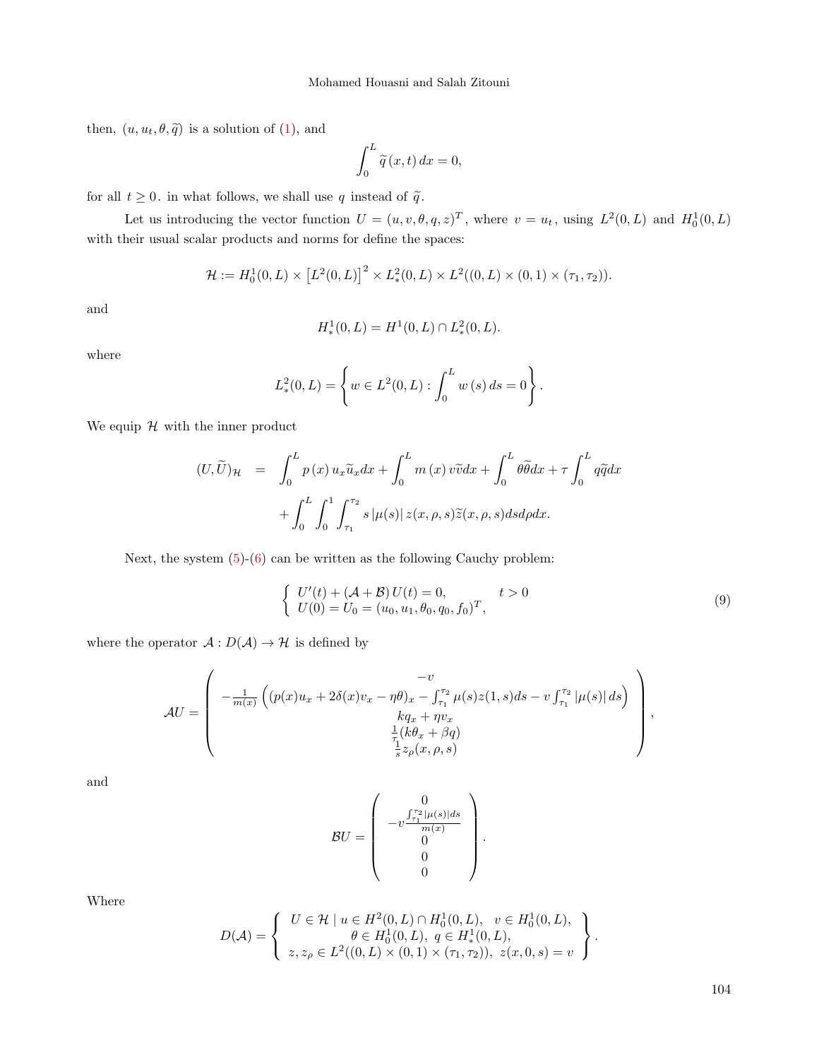then, $(u, u_t, \theta, \widetilde{q})$ is a solution of (1), and

$$\int_0^L \widetilde{q}(x,t)\, dx = 0,$$

for all $t \geq 0$. in what follows, we shall use $q$ instead of $\widetilde{q}$.

Let us introducing the vector function $U = (u, v, \theta, q, z)^T$, where $v = u_t$, using $L^2(0, L)$ and $H_0^1(0, L)$ with their usual scalar products and norms for define the spaces:

$$\mathcal{H} := H_0^1(0, L) \times \left[L^2(0, L)\right]^2 \times L_*^2(0, L) \times L^2((0, L) \times (0, 1) \times (\tau_1, \tau_2)).$$

and

$$H_*^1(0, L) = H^1(0, L) \cap L_*^2(0, L).$$

where

$$L_*^2(0, L) = \left\{ w \in L^2(0, L) : \int_0^L w(s)\, ds = 0 \right\}.$$

We equip $\mathcal{H}$ with the inner product

$$\begin{aligned}
(U, \widetilde{U})_{\mathcal{H}} &= \int_0^L p(x)\, u_x \widetilde{u}_x dx + \int_0^L m(x)\, v \widetilde{v} dx + \int_0^L \theta \widetilde{\theta} dx + \tau \int_0^L q \widetilde{q} dx \\
&\quad + \int_0^L \int_0^1 \int_{\tau_1}^{\tau_2} s\, |\mu(s)|\, z(x, \rho, s) \widetilde{z}(x, \rho, s) ds d\rho dx.
\end{aligned}$$

Next, the system (5)-(6) can be written as the following Cauchy problem:

$$\begin{cases} U'(t) + (\mathcal{A} + \mathcal{B})\, U(t) = 0, & t > 0 \\ U(0) = U_0 = (u_0, u_1, \theta_0, q_0, f_0)^T, \end{cases} \tag{9}$$

where the operator $\mathcal{A} : D(\mathcal{A}) \to \mathcal{H}$ is defined by

$$\mathcal{A}U = \begin{pmatrix} -v \\ -\frac{1}{m(x)} \left( (p(x) u_x + 2\delta(x) v_x - \eta\theta)_x - \int_{\tau_1}^{\tau_2} \mu(s) z(1, s) ds - v \int_{\tau_1}^{\tau_2} |\mu(s)|\, ds \right) \\ k q_x + \eta v_x \\ \frac{1}{\tau}(k\theta_x + \beta q) \\ \frac{1}{s} z_\rho(x, \rho, s) \end{pmatrix},$$

and

$$\mathcal{B}U = \begin{pmatrix} 0 \\ -v \frac{\int_{\tau_1}^{\tau_2} |\mu(s)| ds}{m(x)} \\ 0 \\ 0 \\ 0 \end{pmatrix}.$$

Where

$$D(\mathcal{A}) = \left\{ \begin{array}{c} U \in \mathcal{H} \mid u \in H^2(0, L) \cap H_0^1(0, L), \quad v \in H_0^1(0, L), \\ \theta \in H_0^1(0, L), \ q \in H_*^1(0, L), \\ z, z_\rho \in L^2((0, L) \times (0, 1) \times (\tau_1, \tau_2)), \ z(x, 0, s) = v \end{array} \right\}.$$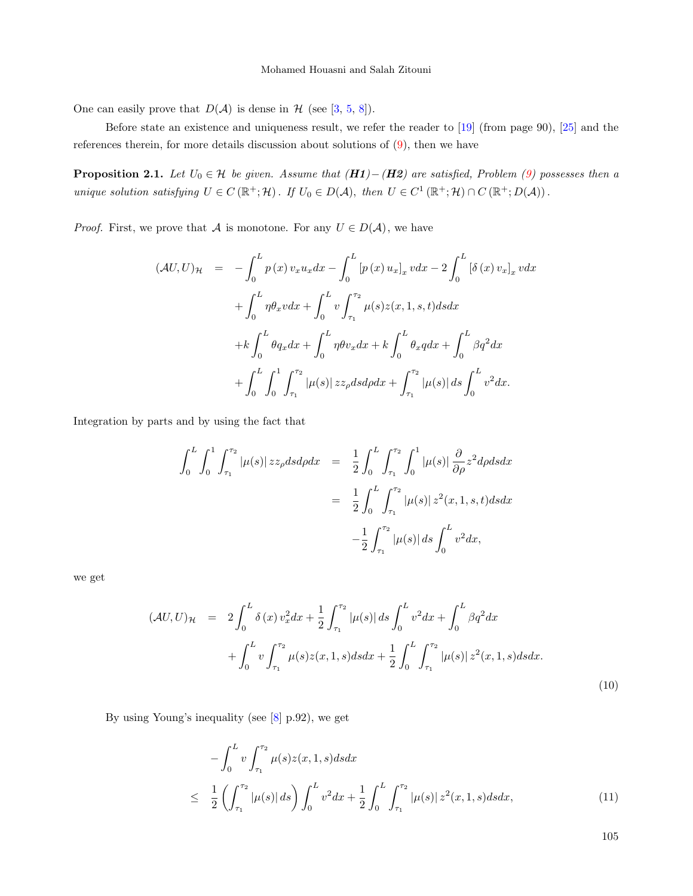One can easily prove that $D(\mathcal{A})$ is dense in $\mathcal{H}$ (see [3, 5, 8]).

Before state an existence and uniqueness result, we refer the reader to [19] (from page 90), [25] and the references therein, for more details discussion about solutions of (9), then we have

**Proposition 2.1.** *Let $U_0 \in \mathcal{H}$ be given. Assume that **(H1)**−**(H2)** are satisfied, Problem (9) possesses then a unique solution satisfying $U \in C(\mathbb{R}^+; \mathcal{H})$. If $U_0 \in D(\mathcal{A})$, then $U \in C^1(\mathbb{R}^+; \mathcal{H}) \cap C(\mathbb{R}^+; D(\mathcal{A}))$.*

*Proof.* First, we prove that $\mathcal{A}$ is monotone. For any $U \in D(\mathcal{A})$, we have

$$
\begin{aligned}
(\mathcal{A}U, U)_{\mathcal{H}} \;=\; & -\int_0^L p(x)\, v_x u_x dx - \int_0^L [p(x)\, u_x]_x\, v dx - 2\int_0^L [\delta(x)\, v_x]_x\, v dx \\
& + \int_0^L \eta \theta_x v dx + \int_0^L v \int_{\tau_1}^{\tau_2} \mu(s) z(x,1,s,t) ds dx \\
& + k\int_0^L \theta q_x dx + \int_0^L \eta \theta v_x dx + k\int_0^L \theta_x q dx + \int_0^L \beta q^2 dx \\
& + \int_0^L \int_0^1 \int_{\tau_1}^{\tau_2} |\mu(s)|\, z z_\rho ds d\rho dx + \int_{\tau_1}^{\tau_2} |\mu(s)|\, ds \int_0^L v^2 dx.
\end{aligned}
$$

Integration by parts and by using the fact that

$$
\begin{aligned}
\int_0^L \int_0^1 \int_{\tau_1}^{\tau_2} |\mu(s)|\, z z_\rho ds d\rho dx \;=\; & \frac{1}{2}\int_0^L \int_{\tau_1}^{\tau_2} \int_0^1 |\mu(s)| \frac{\partial}{\partial \rho} z^2 d\rho ds dx \\
=\; & \frac{1}{2}\int_0^L \int_{\tau_1}^{\tau_2} |\mu(s)|\, z^2(x,1,s,t) ds dx \\
& - \frac{1}{2}\int_{\tau_1}^{\tau_2} |\mu(s)|\, ds \int_0^L v^2 dx,
\end{aligned}
$$

we get

$$
\begin{aligned}
(\mathcal{A}U, U)_{\mathcal{H}} \;=\; & 2\int_0^L \delta(x)\, v_x^2 dx + \frac{1}{2}\int_{\tau_1}^{\tau_2} |\mu(s)|\, ds \int_0^L v^2 dx + \int_0^L \beta q^2 dx \\
& + \int_0^L v \int_{\tau_1}^{\tau_2} \mu(s) z(x,1,s) ds dx + \frac{1}{2}\int_0^L \int_{\tau_1}^{\tau_2} |\mu(s)|\, z^2(x,1,s) ds dx.
\end{aligned}
\tag{10}
$$

By using Young's inequality (see [8] p.92), we get

$$
\begin{aligned}
& -\int_0^L v \int_{\tau_1}^{\tau_2} \mu(s) z(x,1,s) ds dx \\
\leq\; & \frac{1}{2}\left(\int_{\tau_1}^{\tau_2} |\mu(s)|\, ds\right) \int_0^L v^2 dx + \frac{1}{2}\int_0^L \int_{\tau_1}^{\tau_2} |\mu(s)|\, z^2(x,1,s) ds dx,
\end{aligned}
\tag{11}
$$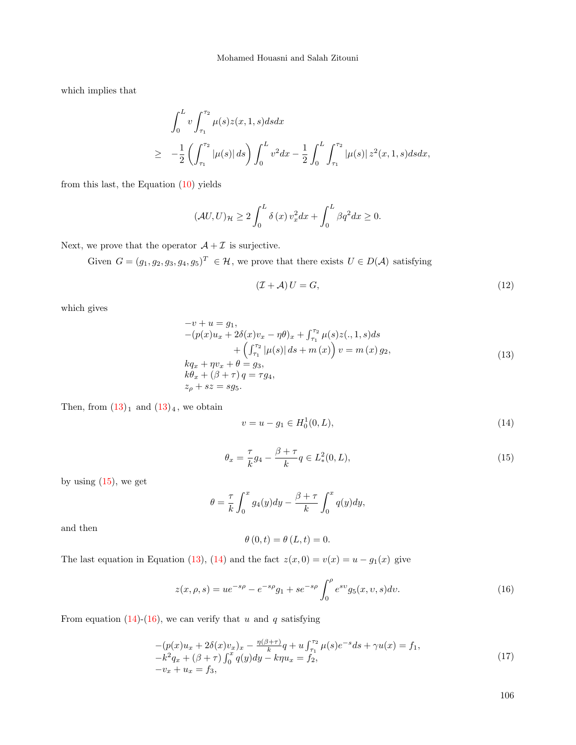which implies that

$$
\begin{aligned}
& \int_0^L v \int_{\tau_1}^{\tau_2} \mu(s) z(x,1,s) ds dx \\
\geq \quad & -\frac{1}{2}\left(\int_{\tau_1}^{\tau_2} |\mu(s)|\, ds\right)\int_0^L v^2 dx - \frac{1}{2}\int_0^L \int_{\tau_1}^{\tau_2} |\mu(s)|\, z^2(x,1,s) ds dx,
\end{aligned}
$$

from this last, the Equation (10) yields

$$
(\mathcal{A}U, U)_{\mathcal{H}} \geq 2\int_0^L \delta(x)\, v_x^2 dx + \int_0^L \beta q^2 dx \geq 0.
$$

Next, we prove that the operator $\mathcal{A}+\mathcal{I}$ is surjective.

Given $G = (g_1, g_2, g_3, g_4, g_5)^T \in \mathcal{H}$, we prove that there exists $U \in D(\mathcal{A})$ satisfying

$$
(\mathcal{I}+\mathcal{A})\, U = G, \tag{12}
$$

which gives

$$
\begin{array}{l}
-v + u = g_1, \\
-(p(x)u_x + 2\delta(x)v_x - \eta\theta)_x + \int_{\tau_1}^{\tau_2} \mu(s) z(.,1,s) ds \\
\qquad + \left(\int_{\tau_1}^{\tau_2} |\mu(s)|\, ds + m(x)\right) v = m(x)\, g_2, \\
kq_x + \eta v_x + \theta = g_3, \\
k\theta_x + (\beta+\tau)\, q = \tau g_4, \\
z_\rho + sz = sg_5.
\end{array} \tag{13}
$$

Then, from $(13)_1$ and $(13)_4$, we obtain

$$
v = u - g_1 \in H_0^1(0,L), \tag{14}
$$

$$
\theta_x = \frac{\tau}{k} g_4 - \frac{\beta+\tau}{k} q \in L_*^2(0,L), \tag{15}
$$

by using (15), we get

$$
\theta = \frac{\tau}{k}\int_0^x g_4(y) dy - \frac{\beta+\tau}{k}\int_0^x q(y) dy,
$$

and then

$$
\theta(0,t) = \theta(L,t) = 0.
$$

The last equation in Equation (13), (14) and the fact $z(x,0) = v(x) = u - g_1(x)$ give

$$
z(x,\rho,s) = ue^{-s\rho} - e^{-s\rho} g_1 + se^{-s\rho}\int_0^\rho e^{s\upsilon} g_5(x,\upsilon,s) d\upsilon. \tag{16}
$$

From equation (14)-(16), we can verify that $u$ and $q$ satisfying

$$
\begin{array}{l}
-(p(x)u_x + 2\delta(x)v_x)_x - \frac{\eta(\beta+\tau)}{k} q + u\int_{\tau_1}^{\tau_2} \mu(s) e^{-s} ds + \gamma u(x) = f_1, \\
-k^2 q_x + (\beta+\tau)\int_0^x q(y) dy - k\eta u_x = f_2, \\
-v_x + u_x = f_3,
\end{array} \tag{17}
$$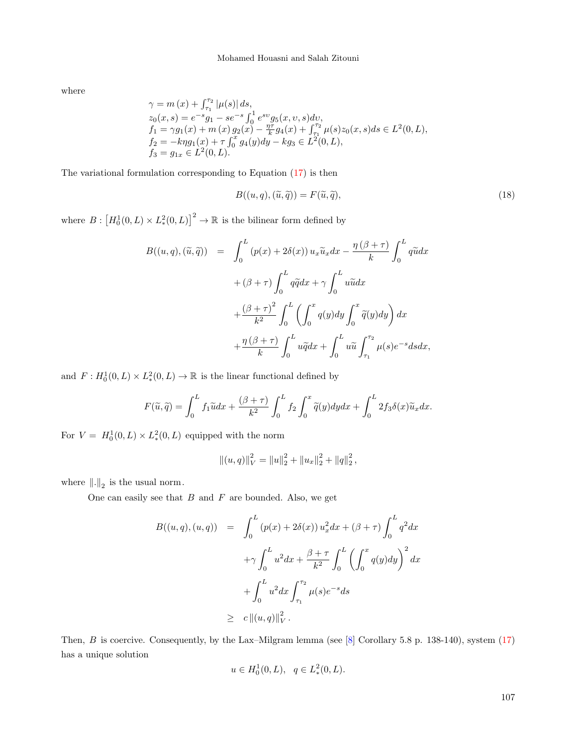where

$$
\begin{array}{l}
\gamma = m\,(x) + \int_{\tau_1}^{\tau_2} |\mu(s)|\, ds, \\
z_0(x,s) = e^{-s} g_1 - s e^{-s} \int_0^1 e^{s\upsilon} g_5(x,\upsilon,s) d\upsilon, \\
f_1 = \gamma g_1(x) + m\,(x)\, g_2(x) - \frac{\eta\tau}{k} g_4(x) + \int_{\tau_1}^{\tau_2} \mu(s) z_0(x,s) ds \in L^2(0,L), \\
f_2 = -k\eta g_1(x) + \tau \int_0^x g_4(y) dy - k g_3 \in L^2(0,L), \\
f_3 = g_{1x} \in L^2(0,L).
\end{array}
$$

The variational formulation corresponding to Equation (17) is then

$$
B((u,q),(\widetilde{u},\widetilde{q})) = F(\widetilde{u},\widetilde{q}), \tag{18}
$$

where $B : \left[H_0^1(0,L) \times L_*^2(0,L)\right]^2 \to \mathbb{R}$ is the bilinear form defined by

$$
\begin{aligned}
B((u,q),(\widetilde{u},\widetilde{q})) &= \int_0^L (p(x) + 2\delta(x))\, u_x \widetilde{u}_x dx - \frac{\eta\,(\beta+\tau)}{k} \int_0^L q\widetilde{u} dx \\
&\quad + (\beta+\tau) \int_0^L q\widetilde{q} dx + \gamma \int_0^L u\widetilde{u} dx \\
&\quad + \frac{(\beta+\tau)^2}{k^2} \int_0^L \left( \int_0^x q(y) dy \int_0^x \widetilde{q}(y) dy \right) dx \\
&\quad + \frac{\eta\,(\beta+\tau)}{k} \int_0^L u\widetilde{q} dx + \int_0^L u\widetilde{u} \int_{\tau_1}^{\tau_2} \mu(s) e^{-s} ds dx,
\end{aligned}
$$

and $F : H_0^1(0,L) \times L_*^2(0,L) \to \mathbb{R}$ is the linear functional defined by

$$
F(\widetilde{u},\widetilde{q}) = \int_0^L f_1 \widetilde{u} dx + \frac{(\beta+\tau)}{k^2} \int_0^L f_2 \int_0^x \widetilde{q}(y) dy dx + \int_0^L 2 f_3 \delta(x) \widetilde{u}_x dx.
$$

For $V = H_0^1(0,L) \times L_*^2(0,L)$ equipped with the norm

$$
\|(u,q)\|_V^2 = \|u\|_2^2 + \|u_x\|_2^2 + \|q\|_2^2,
$$

where $\|.\|_2$ is the usual norm.

One can easily see that $B$ and $F$ are bounded. Also, we get

$$
\begin{aligned}
B((u,q),(u,q)) &= \int_0^L (p(x) + 2\delta(x))\, u_x^2 dx + (\beta+\tau) \int_0^L q^2 dx \\
&\quad + \gamma \int_0^L u^2 dx + \frac{\beta+\tau}{k^2} \int_0^L \left( \int_0^x q(y) dy \right)^2 dx \\
&\quad + \int_0^L u^2 dx \int_{\tau_1}^{\tau_2} \mu(s) e^{-s} ds \\
&\geq c\,\|(u,q)\|_V^2 .
\end{aligned}
$$

Then, $B$ is coercive. Consequently, by the Lax–Milgram lemma (see [8] Corollary 5.8 p. 138-140), system (17) has a unique solution

$$
u \in H_0^1(0,L), \quad q \in L_*^2(0,L).
$$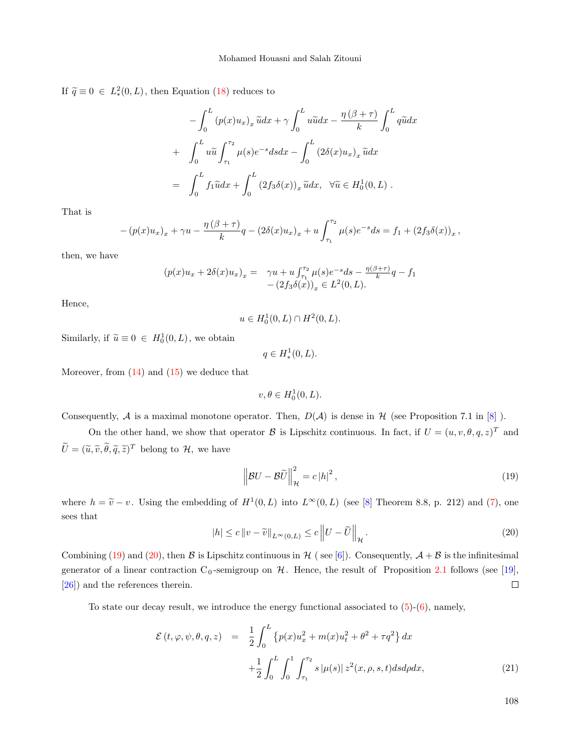If $\widetilde{q} \equiv 0 \in L^2_*(0,L)$, then Equation (18) reduces to

$$
\begin{aligned}
& -\int_0^L (p(x)u_x)_x \widetilde{u}dx + \gamma \int_0^L u\widetilde{u}dx - \frac{\eta(\beta+\tau)}{k}\int_0^L q\widetilde{u}dx \\
& + \int_0^L u\widetilde{u}\int_{\tau_1}^{\tau_2}\mu(s)e^{-s}dsdx - \int_0^L (2\delta(x)u_x)_x \widetilde{u}dx \\
& = \int_0^L f_1\widetilde{u}dx + \int_0^L (2f_3\delta(x))_x \widetilde{u}dx, \quad \forall \widetilde{u} \in H^1_0(0,L) .
\end{aligned}
$$

That is

$$
-(p(x)u_x)_x + \gamma u - \frac{\eta(\beta+\tau)}{k}q - (2\delta(x)u_x)_x + u\int_{\tau_1}^{\tau_2}\mu(s)e^{-s}ds = f_1 + (2f_3\delta(x))_x ,
$$

then, we have

$$
\begin{aligned}
(p(x)u_x + 2\delta(x)u_x)_x = \; & \gamma u + u\int_{\tau_1}^{\tau_2}\mu(s)e^{-s}ds - \tfrac{\eta(\beta+\tau)}{k}q - f_1 \\
& - (2f_3\delta(x))_x \in L^2(0,L).
\end{aligned}
$$

Hence,

$$
u \in H^1_0(0,L) \cap H^2(0,L).
$$

Similarly, if $\widetilde{u} \equiv 0 \in H^1_0(0,L)$, we obtain

$$
q \in H^1_*(0,L).
$$

Moreover, from (14) and (15) we deduce that

$$
v, \theta \in H^1_0(0,L).
$$

Consequently, $\mathcal{A}$ is a maximal monotone operator. Then, $D(\mathcal{A})$ is dense in $\mathcal{H}$ (see Proposition 7.1 in [8] ).

On the other hand, we show that operator $\mathcal{B}$ is Lipschitz continuous. In fact, if $U = (u, v, \theta, q, z)^T$ and $\widetilde{U} = (\widetilde{u}, \widetilde{v}, \widetilde{\theta}, \widetilde{q}, \widetilde{z})^T$ belong to $\mathcal{H}$, we have

$$
\left\| \mathcal{B}U - \mathcal{B}\widetilde{U} \right\|^2_{\mathcal{H}} = c\,|h|^2 , \tag{19}
$$

where $h = \widetilde{v} - v$. Using the embedding of $H^1(0,L)$ into $L^\infty(0,L)$ (see [8] Theorem 8.8, p. 212) and (7), one sees that

$$
|h| \le c\,\|v - \widetilde{v}\|_{L^\infty(0,L)} \le c\left\| U - \widetilde{U} \right\|_{\mathcal{H}} . \tag{20}
$$

Combining (19) and (20), then $\mathcal{B}$ is Lipschitz continuous in $\mathcal{H}$ ( see [6]). Consequently, $\mathcal{A}+\mathcal{B}$ is the infinitesimal generator of a linear contraction $C_0$-semigroup on $\mathcal{H}$. Hence, the result of Proposition 2.1 follows (see [19], [26]) and the references therein. □

To state our decay result, we introduce the energy functional associated to (5)-(6), namely,

$$
\begin{aligned}
\mathcal{E}(t, \varphi, \psi, \theta, q, z) \;=\; & \frac{1}{2}\int_0^L \left\{ p(x)u_x^2 + m(x)u_t^2 + \theta^2 + \tau q^2 \right\} dx \\
& + \frac{1}{2}\int_0^L \int_0^1 \int_{\tau_1}^{\tau_2} s\,|\mu(s)|\, z^2(x,\rho,s,t)\,ds\,d\rho\,dx,
\end{aligned} \tag{21}
$$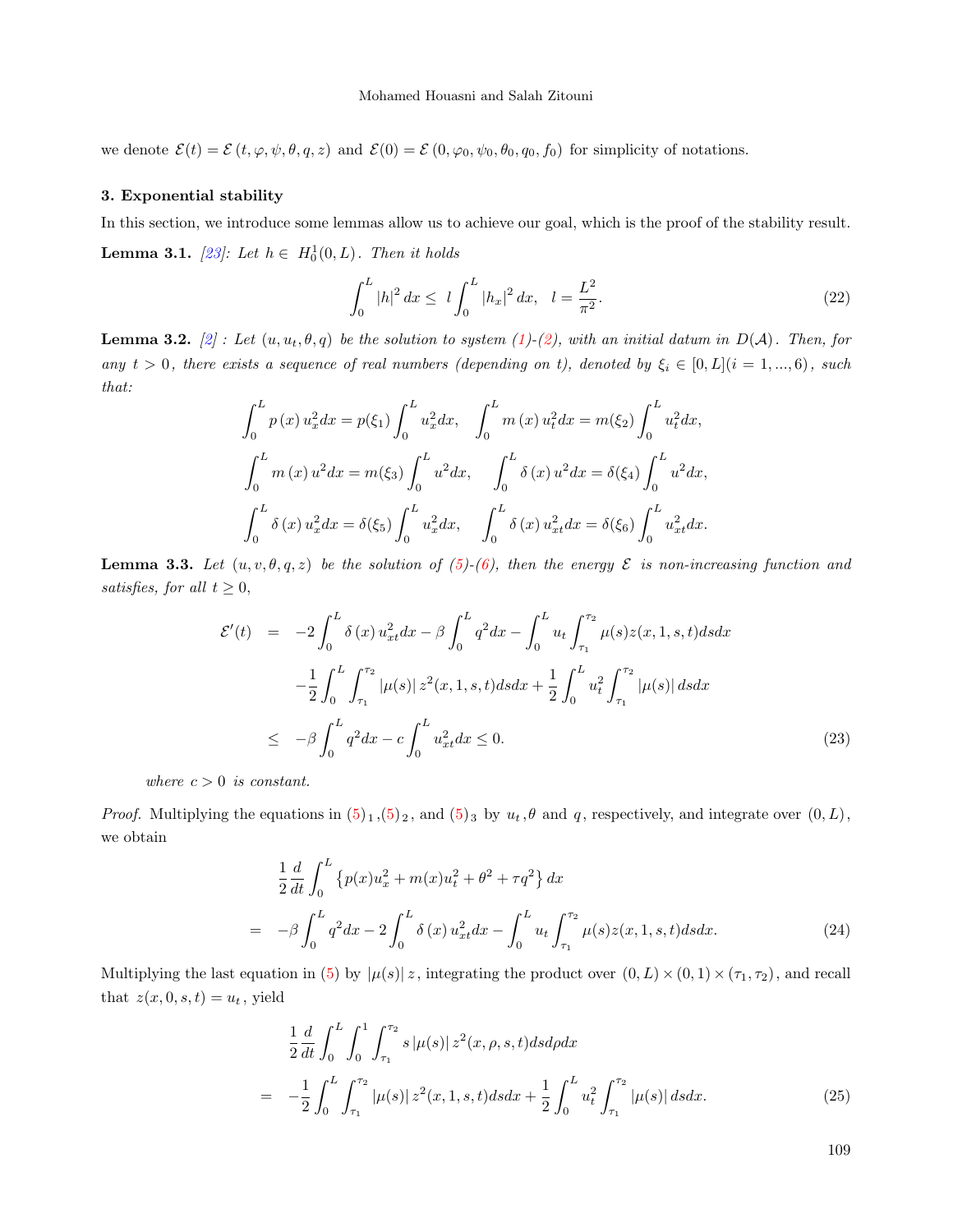we denote $\mathcal{E}(t) = \mathcal{E}(t, \varphi, \psi, \theta, q, z)$ and $\mathcal{E}(0) = \mathcal{E}(0, \varphi_0, \psi_0, \theta_0, q_0, f_0)$ for simplicity of notations.

## 3. Exponential stability

In this section, we introduce some lemmas allow us to achieve our goal, which is the proof of the stability result.

**Lemma 3.1.** *[23]: Let $h \in H_0^1(0,L)$. Then it holds*

$$\int_0^L |h|^2 dx \leq l \int_0^L |h_x|^2 dx, \quad l = \frac{L^2}{\pi^2}. \tag{22}$$

**Lemma 3.2.** *[2] : Let $(u, u_t, \theta, q)$ be the solution to system (1)-(2), with an initial datum in $D(\mathcal{A})$. Then, for any $t > 0$, there exists a sequence of real numbers (depending on t), denoted by $\xi_i \in [0,L] (i = 1, ..., 6)$, such that:*

$$\int_0^L p(x) u_x^2 dx = p(\xi_1) \int_0^L u_x^2 dx, \quad \int_0^L m(x) u_t^2 dx = m(\xi_2) \int_0^L u_t^2 dx,$$

$$\int_0^L m(x) u^2 dx = m(\xi_3) \int_0^L u^2 dx, \quad \int_0^L \delta(x) u^2 dx = \delta(\xi_4) \int_0^L u^2 dx,$$

$$\int_0^L \delta(x) u_x^2 dx = \delta(\xi_5) \int_0^L u_x^2 dx, \quad \int_0^L \delta(x) u_{xt}^2 dx = \delta(\xi_6) \int_0^L u_{xt}^2 dx.$$

**Lemma 3.3.** *Let $(u, v, \theta, q, z)$ be the solution of (5)-(6), then the energy $\mathcal{E}$ is non-increasing function and satisfies, for all $t \geq 0$,*

$$\begin{aligned}
\mathcal{E}'(t) &= -2\int_0^L \delta(x) u_{xt}^2 dx - \beta \int_0^L q^2 dx - \int_0^L u_t \int_{\tau_1}^{\tau_2} \mu(s) z(x,1,s,t) ds dx \\
&\quad - \frac{1}{2}\int_0^L \int_{\tau_1}^{\tau_2} |\mu(s)| z^2(x,1,s,t) ds dx + \frac{1}{2}\int_0^L u_t^2 \int_{\tau_1}^{\tau_2} |\mu(s)| ds dx \\
&\leq -\beta \int_0^L q^2 dx - c\int_0^L u_{xt}^2 dx \leq 0.
\end{aligned} \tag{23}$$

*where $c > 0$ is constant.*

*Proof.* Multiplying the equations in $(5)_1$, $(5)_2$, and $(5)_3$ by $u_t$, $\theta$ and $q$, respectively, and integrate over $(0, L)$, we obtain

$$\begin{aligned}
&\frac{1}{2}\frac{d}{dt}\int_0^L \left\{ p(x) u_x^2 + m(x) u_t^2 + \theta^2 + \tau q^2 \right\} dx \\
= &-\beta \int_0^L q^2 dx - 2\int_0^L \delta(x) u_{xt}^2 dx - \int_0^L u_t \int_{\tau_1}^{\tau_2} \mu(s) z(x,1,s,t) ds dx.
\end{aligned} \tag{24}$$

Multiplying the last equation in (5) by $|\mu(s)| z$, integrating the product over $(0,L) \times (0,1) \times (\tau_1, \tau_2)$, and recall that $z(x, 0, s, t) = u_t$, yield

$$\begin{aligned}
&\frac{1}{2}\frac{d}{dt}\int_0^L \int_0^1 \int_{\tau_1}^{\tau_2} s|\mu(s)| z^2(x,\rho,s,t) ds d\rho dx \\
= &-\frac{1}{2}\int_0^L \int_{\tau_1}^{\tau_2} |\mu(s)| z^2(x,1,s,t) ds dx + \frac{1}{2}\int_0^L u_t^2 \int_{\tau_1}^{\tau_2} |\mu(s)| ds dx.
\end{aligned} \tag{25}$$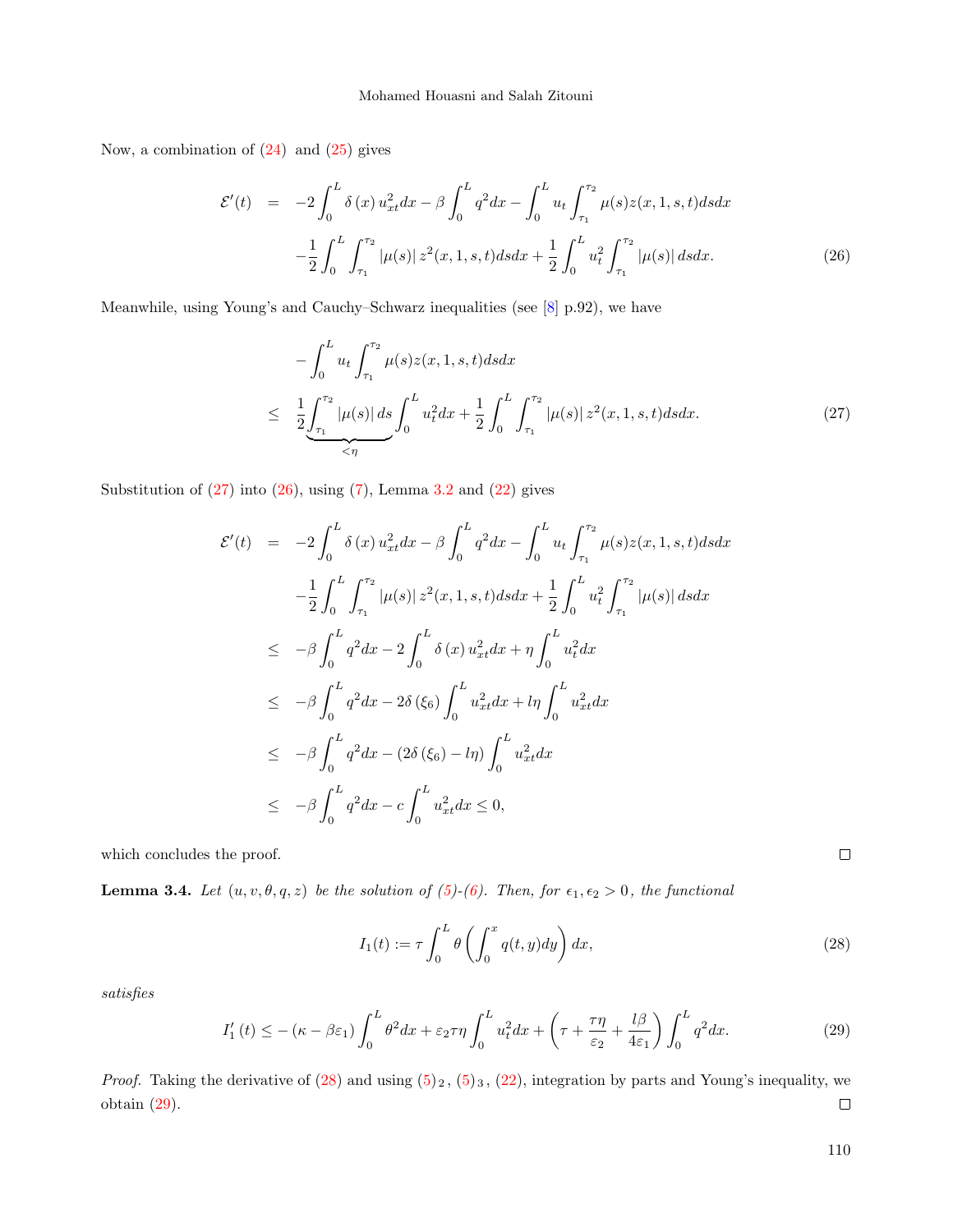Now, a combination of (24) and (25) gives

$$
\begin{aligned}
\mathcal{E}'(t) &= -2\int_0^L \delta(x)\, u_{xt}^2 dx - \beta \int_0^L q^2 dx - \int_0^L u_t \int_{\tau_1}^{\tau_2} \mu(s) z(x,1,s,t) ds dx \\
&\quad -\frac{1}{2}\int_0^L \int_{\tau_1}^{\tau_2} |\mu(s)|\, z^2(x,1,s,t) ds dx + \frac{1}{2}\int_0^L u_t^2 \int_{\tau_1}^{\tau_2} |\mu(s)|\, ds dx. \qquad (26)
\end{aligned}
$$

Meanwhile, using Young's and Cauchy–Schwarz inequalities (see [8] p.92), we have

$$
\begin{aligned}
& -\int_0^L u_t \int_{\tau_1}^{\tau_2} \mu(s) z(x,1,s,t) ds dx \\
\leq\ & \frac{1}{2} \underbrace{\int_{\tau_1}^{\tau_2} |\mu(s)|\, ds}_{<\eta} \int_0^L u_t^2 dx + \frac{1}{2}\int_0^L \int_{\tau_1}^{\tau_2} |\mu(s)|\, z^2(x,1,s,t) ds dx. \qquad (27)
\end{aligned}
$$

Substitution of (27) into (26), using (7), Lemma 3.2 and (22) gives

$$
\begin{aligned}
\mathcal{E}'(t) &= -2\int_0^L \delta(x)\, u_{xt}^2 dx - \beta \int_0^L q^2 dx - \int_0^L u_t \int_{\tau_1}^{\tau_2} \mu(s) z(x,1,s,t) ds dx \\
&\quad -\frac{1}{2}\int_0^L \int_{\tau_1}^{\tau_2} |\mu(s)|\, z^2(x,1,s,t) ds dx + \frac{1}{2}\int_0^L u_t^2 \int_{\tau_1}^{\tau_2} |\mu(s)|\, ds dx \\
&\leq -\beta \int_0^L q^2 dx - 2\int_0^L \delta(x)\, u_{xt}^2 dx + \eta \int_0^L u_t^2 dx \\
&\leq -\beta \int_0^L q^2 dx - 2\delta(\xi_6) \int_0^L u_{xt}^2 dx + l\eta \int_0^L u_{xt}^2 dx \\
&\leq -\beta \int_0^L q^2 dx - (2\delta(\xi_6) - l\eta) \int_0^L u_{xt}^2 dx \\
&\leq -\beta \int_0^L q^2 dx - c \int_0^L u_{xt}^2 dx \leq 0,
\end{aligned}
$$

which concludes the proof. □

**Lemma 3.4.** *Let $(u, v, \theta, q, z)$ be the solution of (5)-(6). Then, for $\epsilon_1, \epsilon_2 > 0$, the functional*

$$
I_1(t) := \tau \int_0^L \theta \left( \int_0^x q(t,y) dy \right) dx, \qquad (28)
$$

*satisfies*

$$
I_1'(t) \leq -(\kappa - \beta\varepsilon_1) \int_0^L \theta^2 dx + \varepsilon_2 \tau\eta \int_0^L u_t^2 dx + \left( \tau + \frac{\tau\eta}{\varepsilon_2} + \frac{l\beta}{4\varepsilon_1} \right) \int_0^L q^2 dx. \qquad (29)
$$

*Proof.* Taking the derivative of (28) and using $(5)_2$, $(5)_3$, (22), integration by parts and Young's inequality, we obtain (29). □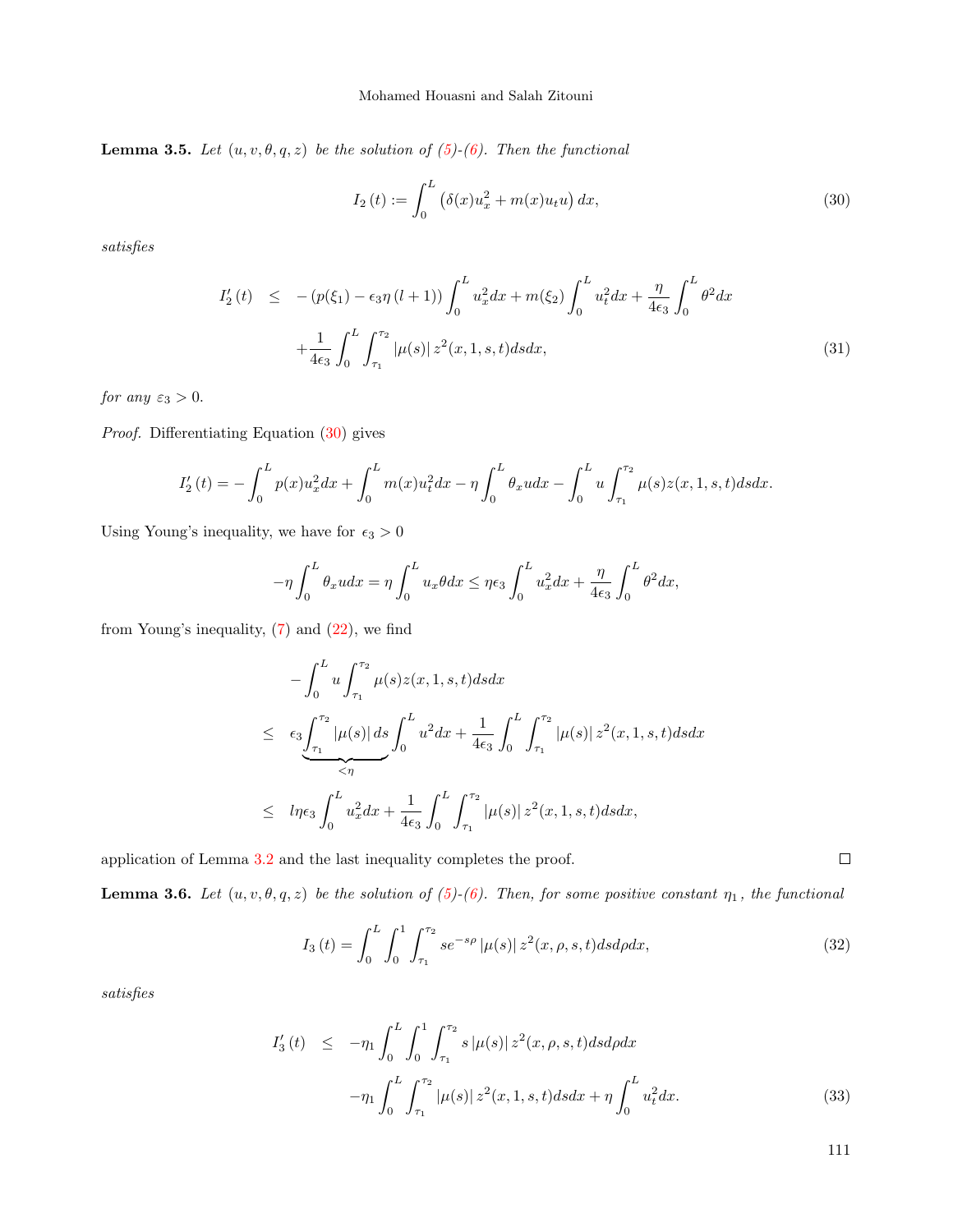**Lemma 3.5.** *Let $(u, v, \theta, q, z)$ be the solution of (5)-(6). Then the functional*

$$I_2(t) := \int_0^L \left(\delta(x)u_x^2 + m(x)u_t u\right) dx, \tag{30}$$

*satisfies*

$$\begin{aligned} I_2'(t) &\leq -\left(p(\xi_1) - \epsilon_3 \eta (l+1)\right) \int_0^L u_x^2 dx + m(\xi_2) \int_0^L u_t^2 dx + \frac{\eta}{4\epsilon_3} \int_0^L \theta^2 dx \\ &\quad + \frac{1}{4\epsilon_3} \int_0^L \int_{\tau_1}^{\tau_2} |\mu(s)|\, z^2(x,1,s,t) ds dx, \end{aligned} \tag{31}$$

*for any $\varepsilon_3 > 0$.*

*Proof.* Differentiating Equation (30) gives

$$I_2'(t) = -\int_0^L p(x)u_x^2 dx + \int_0^L m(x)u_t^2 dx - \eta \int_0^L \theta_x u dx - \int_0^L u \int_{\tau_1}^{\tau_2} \mu(s) z(x,1,s,t) ds dx.$$

Using Young's inequality, we have for $\epsilon_3 > 0$

$$-\eta \int_0^L \theta_x u dx = \eta \int_0^L u_x \theta dx \leq \eta \epsilon_3 \int_0^L u_x^2 dx + \frac{\eta}{4\epsilon_3} \int_0^L \theta^2 dx,$$

from Young's inequality, (7) and (22), we find

$$\begin{aligned} &-\int_0^L u \int_{\tau_1}^{\tau_2} \mu(s) z(x,1,s,t) ds dx \\ &\leq \epsilon_3 \underbrace{\int_{\tau_1}^{\tau_2} |\mu(s)|\, ds}_{<\eta} \int_0^L u^2 dx + \frac{1}{4\epsilon_3} \int_0^L \int_{\tau_1}^{\tau_2} |\mu(s)|\, z^2(x,1,s,t) ds dx \\ &\leq l\eta\epsilon_3 \int_0^L u_x^2 dx + \frac{1}{4\epsilon_3} \int_0^L \int_{\tau_1}^{\tau_2} |\mu(s)|\, z^2(x,1,s,t) ds dx, \end{aligned}$$

application of Lemma 3.2 and the last inequality completes the proof. □

**Lemma 3.6.** *Let $(u, v, \theta, q, z)$ be the solution of (5)-(6). Then, for some positive constant $\eta_1$, the functional*

$$I_3(t) = \int_0^L \int_0^1 \int_{\tau_1}^{\tau_2} s e^{-s\rho} |\mu(s)|\, z^2(x,\rho,s,t) ds d\rho dx, \tag{32}$$

*satisfies*

$$\begin{aligned} I_3'(t) &\leq -\eta_1 \int_0^L \int_0^1 \int_{\tau_1}^{\tau_2} s\, |\mu(s)|\, z^2(x,\rho,s,t) ds d\rho dx \\ &\quad -\eta_1 \int_0^L \int_{\tau_1}^{\tau_2} |\mu(s)|\, z^2(x,1,s,t) ds dx + \eta \int_0^L u_t^2 dx. \end{aligned} \tag{33}$$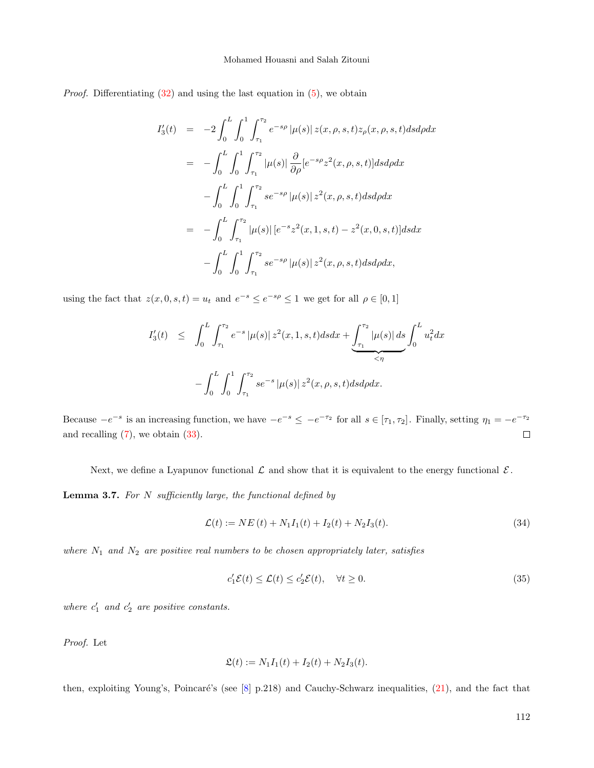*Proof.* Differentiating (32) and using the last equation in (5), we obtain

$$
\begin{aligned}
I_3'(t) &= -2\int_0^L\int_0^1\int_{\tau_1}^{\tau_2} e^{-s\rho}\,|\mu(s)|\, z(x,\rho,s,t)z_\rho(x,\rho,s,t)dsd\rho dx \\
&= -\int_0^L\int_0^1\int_{\tau_1}^{\tau_2} |\mu(s)|\,\frac{\partial}{\partial\rho}[e^{-s\rho}z^2(x,\rho,s,t)]dsd\rho dx \\
&\quad -\int_0^L\int_0^1\int_{\tau_1}^{\tau_2} se^{-s\rho}\,|\mu(s)|\, z^2(x,\rho,s,t)dsd\rho dx \\
&= -\int_0^L\int_{\tau_1}^{\tau_2} |\mu(s)|\,[e^{-s}z^2(x,1,s,t)-z^2(x,0,s,t)]dsdx \\
&\quad -\int_0^L\int_0^1\int_{\tau_1}^{\tau_2} se^{-s\rho}\,|\mu(s)|\, z^2(x,\rho,s,t)dsd\rho dx,
\end{aligned}
$$

using the fact that $z(x,0,s,t)=u_t$ and $e^{-s}\leq e^{-s\rho}\leq 1$ we get for all $\rho\in[0,1]$

$$
\begin{aligned}
I_3'(t) &\leq \int_0^L\int_{\tau_1}^{\tau_2} e^{-s}\,|\mu(s)|\, z^2(x,1,s,t)dsdx + \underbrace{\int_{\tau_1}^{\tau_2}|\mu(s)|\,ds}_{<\eta}\int_0^L u_t^2dx \\
&\quad -\int_0^L\int_0^1\int_{\tau_1}^{\tau_2} se^{-s}\,|\mu(s)|\, z^2(x,\rho,s,t)dsd\rho dx.
\end{aligned}
$$

Because $-e^{-s}$ is an increasing function, we have $-e^{-s}\leq -e^{-\tau_2}$ for all $s\in[\tau_1,\tau_2]$. Finally, setting $\eta_1=-e^{-\tau_2}$ and recalling (7), we obtain (33). $\square$

Next, we define a Lyapunov functional $\mathcal{L}$ and show that it is equivalent to the energy functional $\mathcal{E}$.

**Lemma 3.7.** *For $N$ sufficiently large, the functional defined by*

$$
\mathcal{L}(t) := NE\,(t) + N_1I_1(t) + I_2(t) + N_2I_3(t). \tag{34}
$$

*where $N_1$ and $N_2$ are positive real numbers to be chosen appropriately later, satisfies*

$$
c_1'\mathcal{E}(t) \leq \mathcal{L}(t) \leq c_2'\mathcal{E}(t), \quad \forall t\geq 0. \tag{35}
$$

*where $c_1'$ and $c_2'$ are positive constants.*

*Proof.* Let

$$
\mathfrak{L}(t) := N_1I_1(t) + I_2(t) + N_2I_3(t).
$$

then, exploiting Young's, Poincaré's (see [8] p.218) and Cauchy-Schwarz inequalities, (21), and the fact that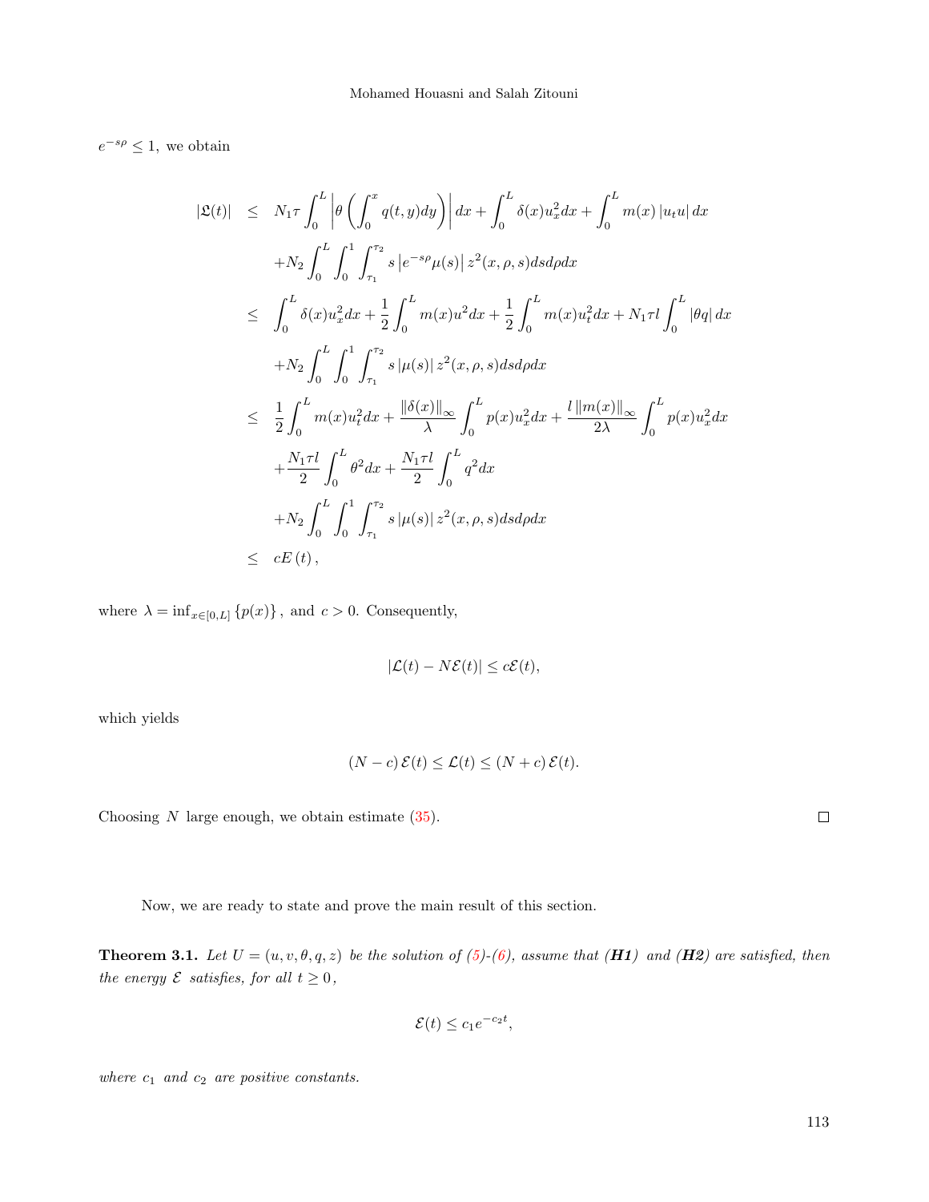$e^{-s\rho} \leq 1,$ we obtain

$$
\begin{aligned}
|\mathfrak{L}(t)| &\leq N_1\tau \int_0^L \left|\theta\left(\int_0^x q(t,y)dy\right)\right| dx + \int_0^L \delta(x)u_x^2 dx + \int_0^L m(x)\left|u_t u\right| dx \\
&\quad + N_2 \int_0^L \int_0^1 \int_{\tau_1}^{\tau_2} s\left|e^{-s\rho}\mu(s)\right| z^2(x,\rho,s)dsd\rho dx \\
&\leq \int_0^L \delta(x)u_x^2 dx + \frac{1}{2}\int_0^L m(x)u^2 dx + \frac{1}{2}\int_0^L m(x)u_t^2 dx + N_1\tau l \int_0^L |\theta q| dx \\
&\quad + N_2 \int_0^L \int_0^1 \int_{\tau_1}^{\tau_2} s\left|\mu(s)\right| z^2(x,\rho,s)dsd\rho dx \\
&\leq \frac{1}{2}\int_0^L m(x)u_t^2 dx + \frac{\|\delta(x)\|_\infty}{\lambda}\int_0^L p(x)u_x^2 dx + \frac{l\,\|m(x)\|_\infty}{2\lambda}\int_0^L p(x)u_x^2 dx \\
&\quad + \frac{N_1\tau l}{2}\int_0^L \theta^2 dx + \frac{N_1\tau l}{2}\int_0^L q^2 dx \\
&\quad + N_2 \int_0^L \int_0^1 \int_{\tau_1}^{\tau_2} s\left|\mu(s)\right| z^2(x,\rho,s)dsd\rho dx \\
&\leq cE\left(t\right),
\end{aligned}
$$

where $\lambda = \inf_{x\in[0,L]}\{p(x)\}$, and $c > 0$. Consequently,

$$
|\mathcal{L}(t) - N\mathcal{E}(t)| \leq c\mathcal{E}(t),
$$

which yields

$$
\left(N - c\right)\mathcal{E}(t) \leq \mathcal{L}(t) \leq \left(N + c\right)\mathcal{E}(t).
$$

Choosing $N$ large enough, we obtain estimate (35). $\square$

Now, we are ready to state and prove the main result of this section.

**Theorem 3.1.** *Let $U = (u, v, \theta, q, z)$ be the solution of (5)-(6), assume that **(H1)** and **(H2)** are satisfied, then the energy $\mathcal{E}$ satisfies, for all $t \geq 0$,*

$$
\mathcal{E}(t) \leq c_1 e^{-c_2 t},
$$

*where $c_1$ and $c_2$ are positive constants.*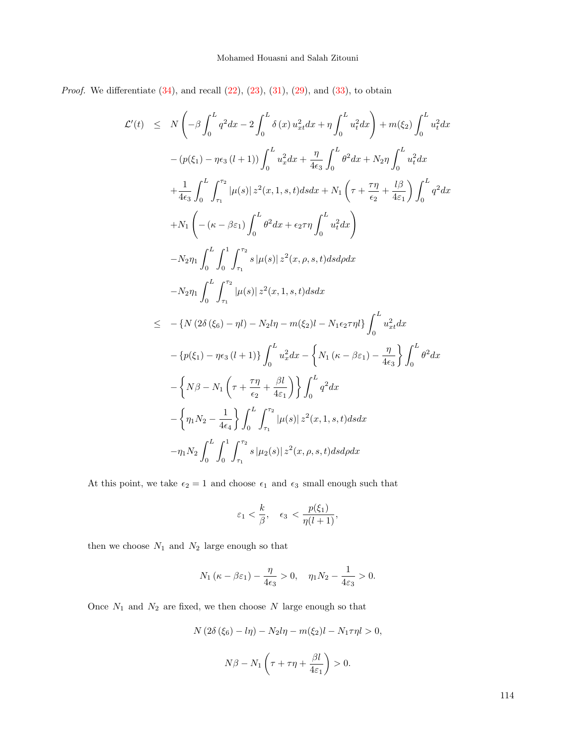*Proof.* We differentiate (34), and recall (22), (23), (31), (29), and (33), to obtain

$$
\begin{aligned}
\mathcal{L}'(t) \quad \leq \quad & N\left(-\beta\int_0^L q^2dx - 2\int_0^L \delta(x)\, u_{xt}^2dx + \eta\int_0^L u_t^2dx\right) + m(\xi_2)\int_0^L u_t^2dx \\
& -\left(p(\xi_1) - \eta\epsilon_3\,(l+1)\right)\int_0^L u_x^2dx + \frac{\eta}{4\epsilon_3}\int_0^L \theta^2dx + N_2\eta\int_0^L u_t^2dx \\
& +\frac{1}{4\epsilon_3}\int_0^L\int_{\tau_1}^{\tau_2}|\mu(s)|\, z^2(x,1,s,t)dsdx + N_1\left(\tau + \frac{\tau\eta}{\epsilon_2} + \frac{l\beta}{4\varepsilon_1}\right)\int_0^L q^2dx \\
& +N_1\left(-\left(\kappa - \beta\varepsilon_1\right)\int_0^L \theta^2dx + \epsilon_2\tau\eta\int_0^L u_t^2dx\right) \\
& -N_2\eta_1\int_0^L\int_0^1\int_{\tau_1}^{\tau_2} s\,|\mu(s)|\, z^2(x,\rho,s,t)dsd\rho dx \\
& -N_2\eta_1\int_0^L\int_{\tau_1}^{\tau_2}|\mu(s)|\, z^2(x,1,s,t)dsdx \\
\leq \quad & -\left\{N\left(2\delta\left(\xi_6\right) - \eta l\right) - N_2 l\eta - m(\xi_2)l - N_1\epsilon_2\tau\eta l\right\}\int_0^L u_{xt}^2dx \\
& -\left\{p(\xi_1) - \eta\epsilon_3\,(l+1)\right\}\int_0^L u_x^2dx - \left\{N_1\left(\kappa - \beta\varepsilon_1\right) - \frac{\eta}{4\epsilon_3}\right\}\int_0^L \theta^2dx \\
& -\left\{N\beta - N_1\left(\tau + \frac{\tau\eta}{\epsilon_2} + \frac{\beta l}{4\varepsilon_1}\right)\right\}\int_0^L q^2dx \\
& -\left\{\eta_1 N_2 - \frac{1}{4\epsilon_4}\right\}\int_0^L\int_{\tau_1}^{\tau_2}|\mu(s)|\, z^2(x,1,s,t)dsdx \\
& -\eta_1 N_2\int_0^L\int_0^1\int_{\tau_1}^{\tau_2} s\,|\mu_2(s)|\, z^2(x,\rho,s,t)dsd\rho dx
\end{aligned}
$$

At this point, we take $\epsilon_2 = 1$ and choose $\epsilon_1$ and $\epsilon_3$ small enough such that

$$
\varepsilon_1 < \frac{k}{\beta}, \quad \epsilon_3 < \frac{p(\xi_1)}{\eta(l+1)},
$$

then we choose $N_1$ and $N_2$ large enough so that

$$
N_1\left(\kappa - \beta\varepsilon_1\right) - \frac{\eta}{4\epsilon_3} > 0, \quad \eta_1 N_2 - \frac{1}{4\varepsilon_3} > 0.
$$

Once $N_1$ and $N_2$ are fixed, we then choose $N$ large enough so that

$$
N\left(2\delta\left(\xi_6\right) - l\eta\right) - N_2 l\eta - m(\xi_2)l - N_1\tau\eta l > 0,
$$

$$
N\beta - N_1\left(\tau + \tau\eta + \frac{\beta l}{4\varepsilon_1}\right) > 0.
$$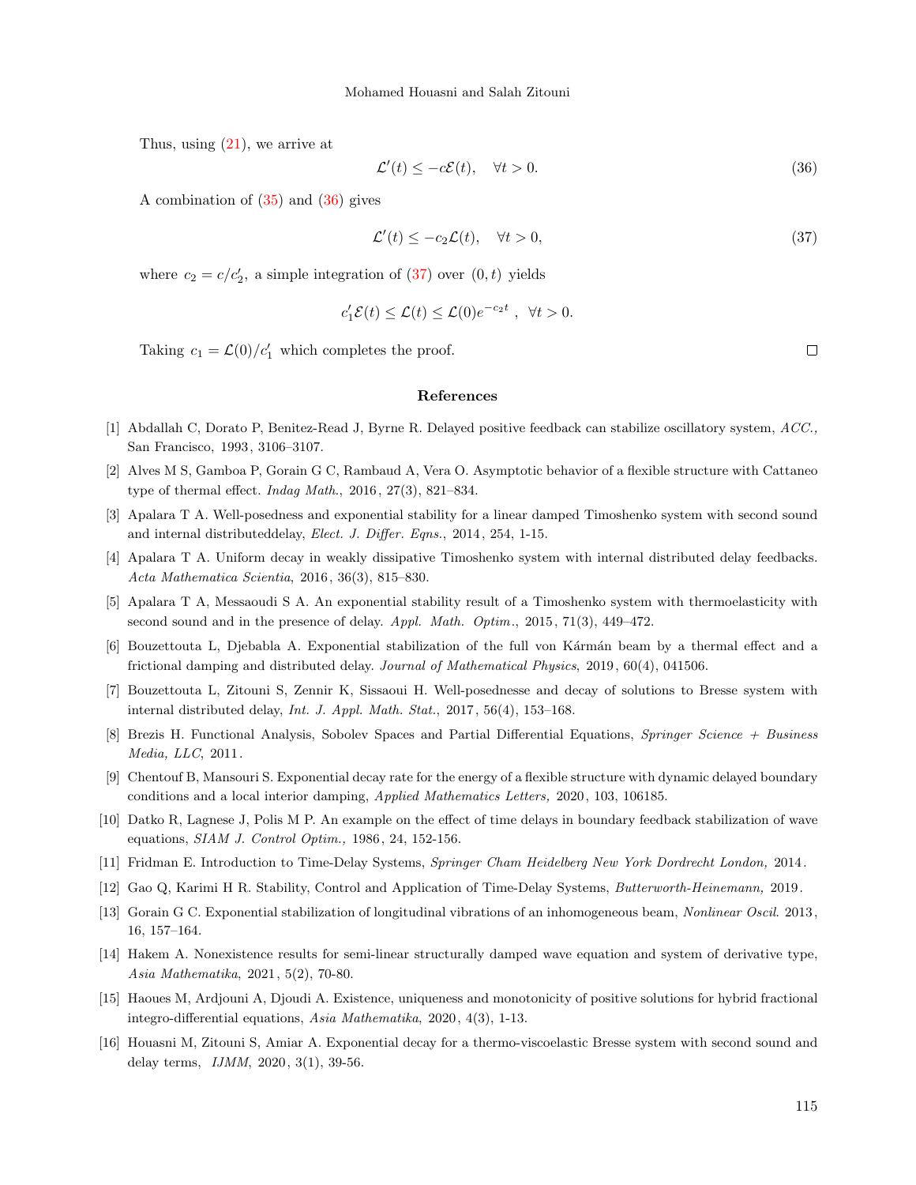Thus, using (21), we arrive at

$$\mathcal{L}'(t) \leq -c\mathcal{E}(t), \quad \forall t > 0. \tag{36}$$

A combination of (35) and (36) gives

$$\mathcal{L}'(t) \leq -c_2\mathcal{L}(t), \quad \forall t > 0, \tag{37}$$

where $c_2 = c/c_2'$, a simple integration of (37) over $(0,t)$ yields

$$c_1'\mathcal{E}(t) \leq \mathcal{L}(t) \leq \mathcal{L}(0)e^{-c_2 t}\ , \ \ \forall t > 0.$$

Taking $c_1 = \mathcal{L}(0)/c_1'$ which completes the proof. □

## References

[1] Abdallah C, Dorato P, Benitez-Read J, Byrne R. Delayed positive feedback can stabilize oscillatory system, *ACC.,* San Francisco, 1993, 3106–3107.

[2] Alves M S, Gamboa P, Gorain G C, Rambaud A, Vera O. Asymptotic behavior of a flexible structure with Cattaneo type of thermal effect. *Indag Math.*, 2016, 27(3), 821–834.

[3] Apalara T A. Well-posedness and exponential stability for a linear damped Timoshenko system with second sound and internal distributeddelay, *Elect. J. Differ. Eqns.*, 2014, 254, 1-15.

[4] Apalara T A. Uniform decay in weakly dissipative Timoshenko system with internal distributed delay feedbacks. *Acta Mathematica Scientia*, 2016, 36(3), 815–830.

[5] Apalara T A, Messaoudi S A. An exponential stability result of a Timoshenko system with thermoelasticity with second sound and in the presence of delay. *Appl. Math. Optim.*, 2015, 71(3), 449–472.

[6] Bouzettouta L, Djebabla A. Exponential stabilization of the full von Kármán beam by a thermal effect and a frictional damping and distributed delay. *Journal of Mathematical Physics*, 2019, 60(4), 041506.

[7] Bouzettouta L, Zitouni S, Zennir K, Sissaoui H. Well-posednesse and decay of solutions to Bresse system with internal distributed delay, *Int. J. Appl. Math. Stat.*, 2017, 56(4), 153–168.

[8] Brezis H. Functional Analysis, Sobolev Spaces and Partial Differential Equations, *Springer Science + Business Media, LLC*, 2011.

[9] Chentouf B, Mansouri S. Exponential decay rate for the energy of a flexible structure with dynamic delayed boundary conditions and a local interior damping, *Applied Mathematics Letters,* 2020, 103, 106185.

[10] Datko R, Lagnese J, Polis M P. An example on the effect of time delays in boundary feedback stabilization of wave equations, *SIAM J. Control Optim.,* 1986, 24, 152-156.

[11] Fridman E. Introduction to Time-Delay Systems, *Springer Cham Heidelberg New York Dordrecht London,* 2014.

[12] Gao Q, Karimi H R. Stability, Control and Application of Time-Delay Systems, *Butterworth-Heinemann,* 2019.

[13] Gorain G C. Exponential stabilization of longitudinal vibrations of an inhomogeneous beam, *Nonlinear Oscil.* 2013, 16, 157–164.

[14] Hakem A. Nonexistence results for semi-linear structurally damped wave equation and system of derivative type, *Asia Mathematika*, 2021, 5(2), 70-80.

[15] Haoues M, Ardjouni A, Djoudi A. Existence, uniqueness and monotonicity of positive solutions for hybrid fractional integro-differential equations, *Asia Mathematika*, 2020, 4(3), 1-13.

[16] Houasni M, Zitouni S, Amiar A. Exponential decay for a thermo-viscoelastic Bresse system with second sound and delay terms, *IJMM*, 2020, 3(1), 39-56.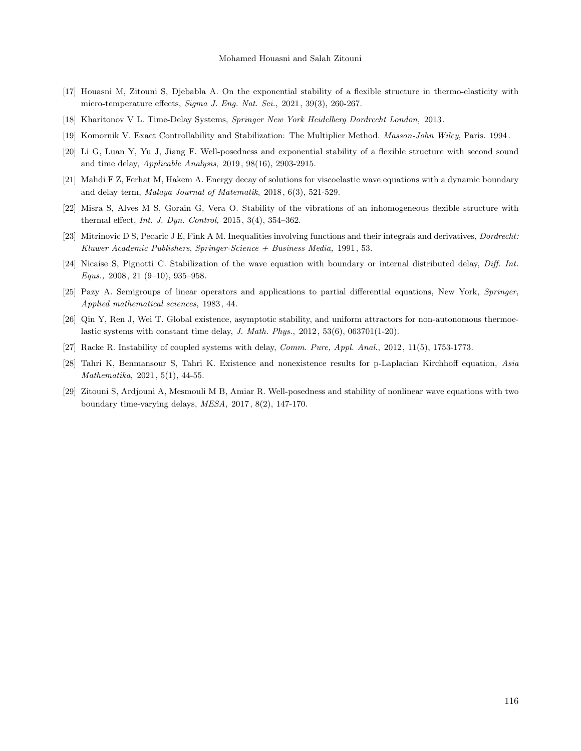[17] Houasni M, Zitouni S, Djebabla A. On the exponential stability of a flexible structure in thermo-elasticity with micro-temperature effects, *Sigma J. Eng. Nat. Sci.*, 2021, 39(3), 260-267.

[18] Kharitonov V L. Time-Delay Systems, *Springer New York Heidelberg Dordrecht London,* 2013.

[19] Komornik V. Exact Controllability and Stabilization: The Multiplier Method. *Masson-John Wiley*, Paris. 1994.

[20] Li G, Luan Y, Yu J, Jiang F. Well-posedness and exponential stability of a flexible structure with second sound and time delay, *Applicable Analysis*, 2019, 98(16), 2903-2915.

[21] Mahdi F Z, Ferhat M, Hakem A. Energy decay of solutions for viscoelastic wave equations with a dynamic boundary and delay term, *Malaya Journal of Matematik*, 2018, 6(3), 521-529.

[22] Misra S, Alves M S, Gorain G, Vera O. Stability of the vibrations of an inhomogeneous flexible structure with thermal effect, *Int. J. Dyn. Control,* 2015, 3(4), 354–362.

[23] Mitrinovic D S, Pecaric J E, Fink A M. Inequalities involving functions and their integrals and derivatives, *Dordrecht: Kluwer Academic Publishers*, *Springer-Science + Business Media,* 1991, 53.

[24] Nicaise S, Pignotti C. Stabilization of the wave equation with boundary or internal distributed delay, *Diff. Int. Equs.,* 2008, 21 (9–10), 935–958.

[25] Pazy A. Semigroups of linear operators and applications to partial differential equations, New York, *Springer*, *Applied mathematical sciences*, 1983, 44.

[26] Qin Y, Ren J, Wei T. Global existence, asymptotic stability, and uniform attractors for non-autonomous thermoelastic systems with constant time delay, *J. Math. Phys.*, 2012, 53(6), 063701(1-20).

[27] Racke R. Instability of coupled systems with delay, *Comm. Pure, Appl. Anal.*, 2012, 11(5), 1753-1773.

[28] Tahri K, Benmansour S, Tahri K. Existence and nonexistence results for p-Laplacian Kirchhoff equation, *Asia Mathematika,* 2021, 5(1), 44-55.

[29] Zitouni S, Ardjouni A, Mesmouli M B, Amiar R. Well-posedness and stability of nonlinear wave equations with two boundary time-varying delays, *MESA*, 2017, 8(2), 147-170.